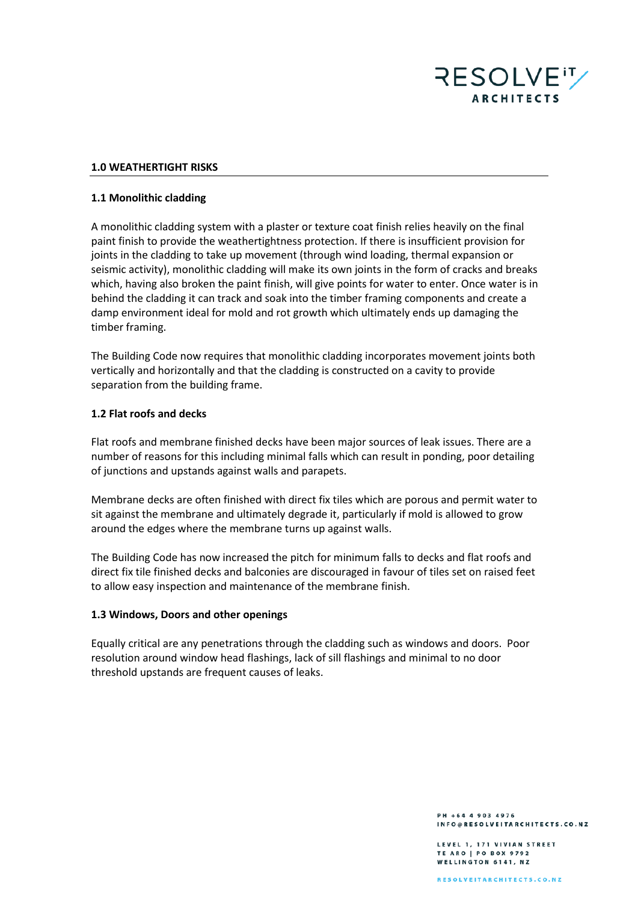## 1.0 WEATHERTIGHT RISKS

### 1.1 Monolithic cladding

A monolithic cladding system with a plaster or texture coat finish relies heavily on the final paint finish to provide the weathertightness protection. If there is insufficient provision for joints in the cladding to take up movement (through wind loading, thermal expansion or seismic activity), monolithic cladding will make its own joints in the form of cracks and breaks which, having also broken the paint finish, will give points for water to enter. Once water is in behind the cladding it can track and soak into the timber framing components and create a damp environment ideal for mold and rot growth which ultimately ends up damaging the timber framing.

The Building Code now requires that monolithic cladding incorporates movement joints both vertically and horizontally and that the cladding is constructed on a cavity to provide separation from the building frame.

### 1.2 Flat roofs and decks

Flat roofs and membrane finished decks have been major sources of leak issues. There are a number of reasons for this including minimal falls which can result in ponding, poor detailing of junctions and upstands against walls and parapets.

Membrane decks are often finished with direct fix tiles which are porous and permit water to sit against the membrane and ultimately degrade it, particularly if mold is allowed to grow around the edges where the membrane turns up against walls.

The Building Code has now increased the pitch for minimum falls to decks and flat roofs and direct fix tile finished decks and balconies are discouraged in favour of tiles set on raised feet to allow easy inspection and maintenance of the membrane finish.

### 1.3 Windows, Doors and other openings

Equally critical are any penetrations through the cladding such as windows and doors. Poor resolution around window head flashings, lack of sill flashings and minimal to no door threshold upstands are frequent causes of leaks.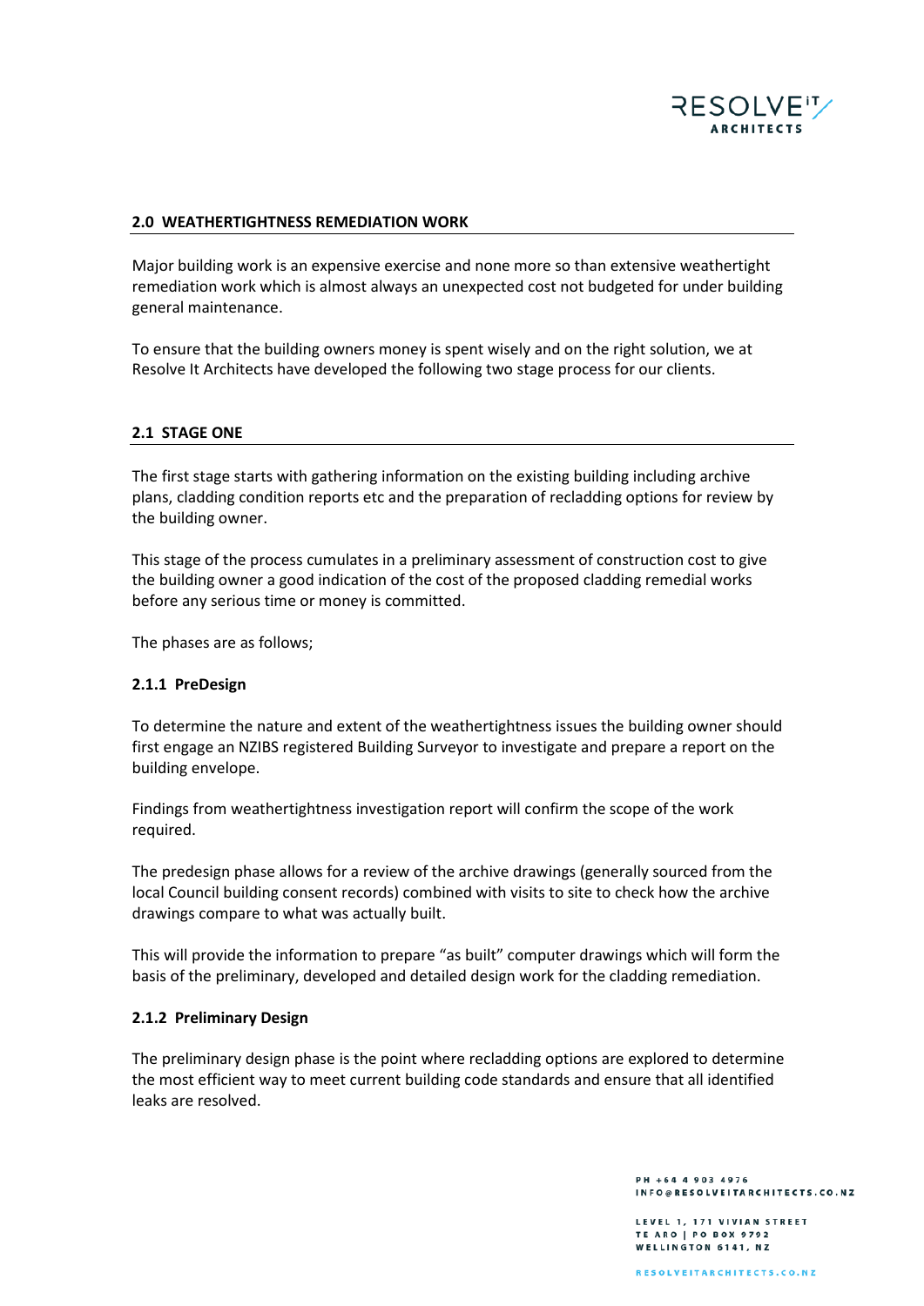## 2.0 WEATHERTIGHTNESS REMEDIATION WORK

Major building work is an expensive exercise and none more so than extensive weathertight remediation work which is almost always an unexpected cost not budgeted for under building general maintenance.

To ensure that the building owners money is spent wisely and on the right solution, we at Resolve It Architects have developed the following two stage process for our clients.

## 2.1 STAGE ONE

The first stage starts with gathering information on the existing building including archive plans, cladding condition reports etc and the preparation of recladding options for review by the building owner.

This stage of the process cumulates in a preliminary assessment of construction cost to give the building owner a good indication of the cost of the proposed cladding remedial works before any serious time or money is committed.

The phases are as follows;

### 2.1.1 PreDesign

To determine the nature and extent of the weathertightness issues the building owner should first engage an NZIBS registered Building Surveyor to investigate and prepare a report on the building envelope.

Findings from weathertightness investigation report will confirm the scope of the work required.

The predesign phase allows for a review of the archive drawings (generally sourced from the local Council building consent records) combined with visits to site to check how the archive drawings compare to what was actually built.

This will provide the information to prepare "as built" computer drawings which will form the basis of the preliminary, developed and detailed design work for the cladding remediation.

### 2.1.2 Preliminary Design

The preliminary design phase is the point where recladding options are explored to determine the most efficient way to meet current building code standards and ensure that all identified leaks are resolved.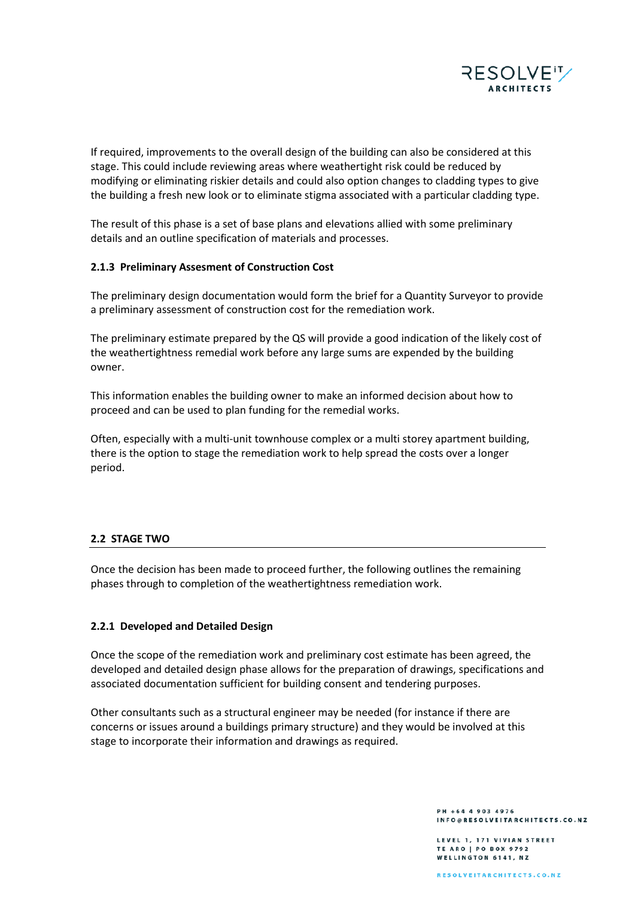If required, improvements to the overall design of the building can also be considered at this stage. This could include reviewing areas where weathertight risk could be reduced by modifying or eliminating riskier details and could also option changes to cladding types to give the building a fresh new look or to eliminate stigma associated with a particular cladding type.

The result of this phase is a set of base plans and elevations allied with some preliminary details and an outline specification of materials and processes.

#### 2.1.3 Preliminary Assesment of Construction Cost

The preliminary design documentation would form the brief for a Quantity Surveyor to provide a preliminary assessment of construction cost for the remediation work.

The preliminary estimate prepared by the QS will provide a good indication of the likely cost of the weathertightness remedial work before any large sums are expended by the building owner.

This information enables the building owner to make an informed decision about how to proceed and can be used to plan funding for the remedial works.

Often, especially with a multi-unit townhouse complex or a multi storey apartment building, there is the option to stage the remediation work to help spread the costs over a longer period.

### 2.2 STAGE TWO

Once the decision has been made to proceed further, the following outlines the remaining phases through to completion of the weathertightness remediation work.

#### 2.2.1 Developed and Detailed Design

Once the scope of the remediation work and preliminary cost estimate has been agreed, the developed and detailed design phase allows for the preparation of drawings, specifications and associated documentation sufficient for building consent and tendering purposes.

Other consultants such as a structural engineer may be needed (for instance if there are concerns or issues around a buildings primary structure) and they would be involved at this stage to incorporate their information and drawings as required.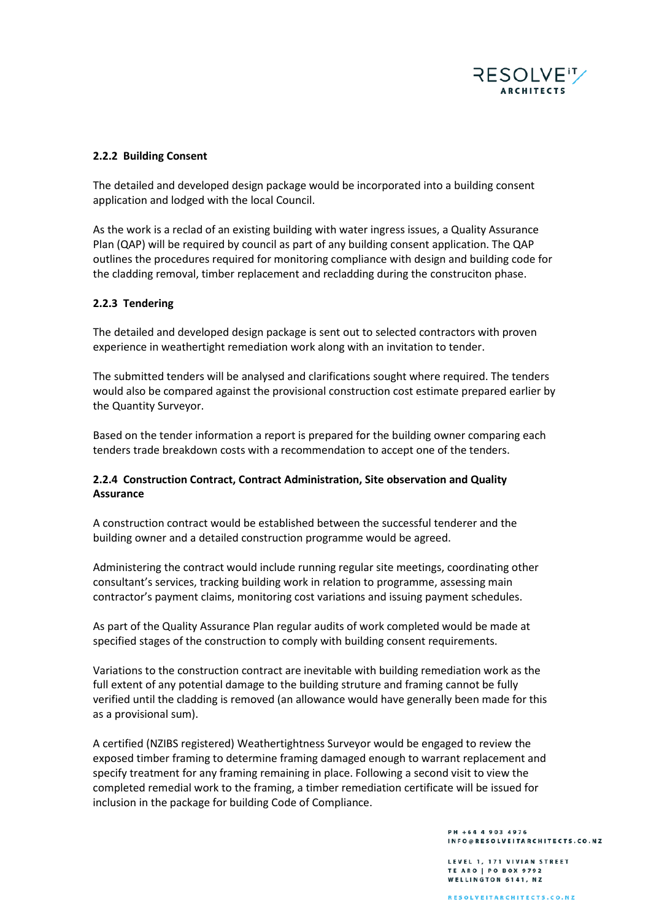### 2.2.2 Building Consent

The detailed and developed design package would be incorporated into a building consent application and lodged with the local Council.

As the work is a reclad of an existing building with water ingress issues, a Quality Assurance Plan (QAP) will be required by council as part of any building consent application. The QAP outlines the procedures required for monitoring compliance with design and building code for the cladding removal, timber replacement and recladding during the construciton phase.

### 2.2.3 Tendering

The detailed and developed design package is sent out to selected contractors with proven experience in weathertight remediation work along with an invitation to tender.

The submitted tenders will be analysed and clarifications sought where required. The tenders would also be compared against the provisional construction cost estimate prepared earlier by the Quantity Surveyor.

Based on the tender information a report is prepared for the building owner comparing each tenders trade breakdown costs with a recommendation to accept one of the tenders.

### 2.2.4 Construction Contract, Contract Administration, Site observation and Quality Assurance

A construction contract would be established between the successful tenderer and the building owner and a detailed construction programme would be agreed.

Administering the contract would include running regular site meetings, coordinating other consultant's services, tracking building work in relation to programme, assessing main contractor's payment claims, monitoring cost variations and issuing payment schedules.

As part of the Quality Assurance Plan regular audits of work completed would be made at specified stages of the construction to comply with building consent requirements.

Variations to the construction contract are inevitable with building remediation work as the full extent of any potential damage to the building struture and framing cannot be fully verified until the cladding is removed (an allowance would have generally been made for this as a provisional sum).

A certified (NZIBS registered) Weathertightness Surveyor would be engaged to review the exposed timber framing to determine framing damaged enough to warrant replacement and specify treatment for any framing remaining in place. Following a second visit to view the completed remedial work to the framing, a timber remediation certificate will be issued for inclusion in the package for building Code of Compliance.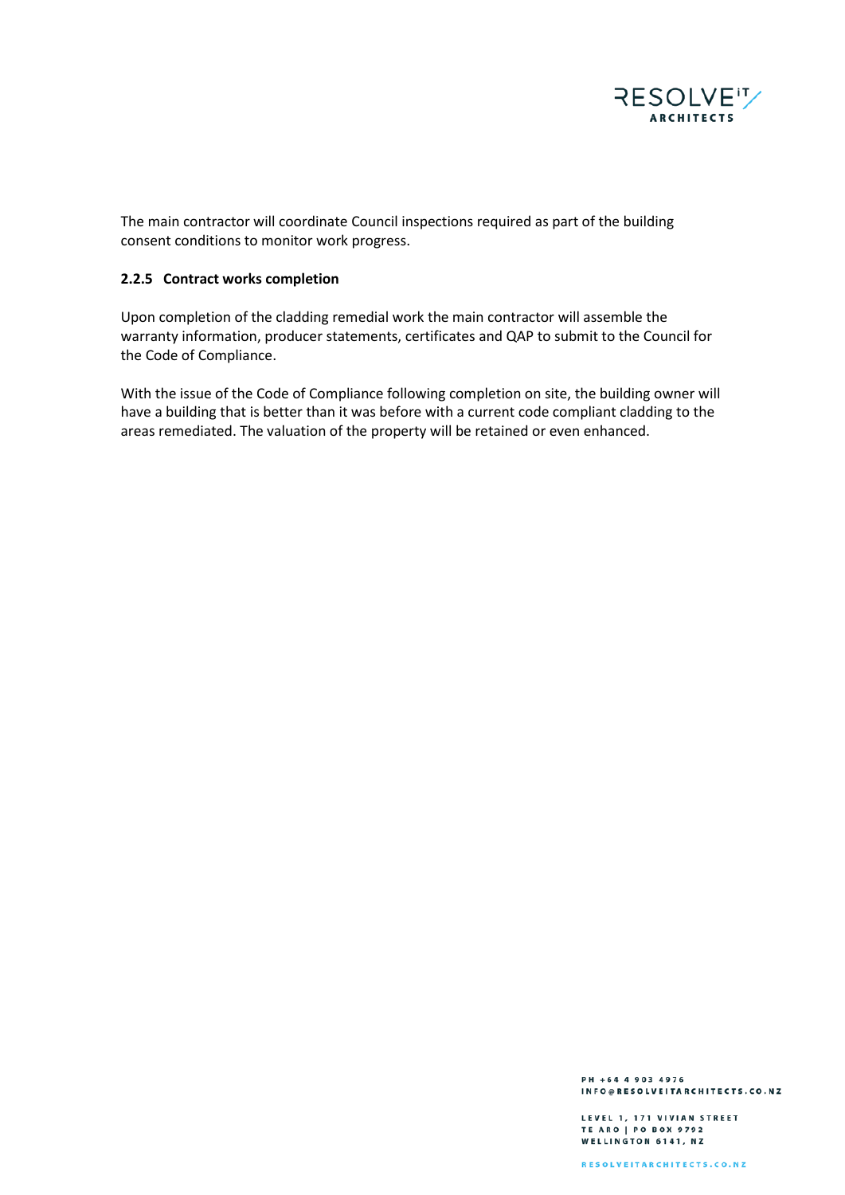The main contractor will coordinate Council inspections required as part of the building consent conditions to monitor work progress.

### 2.2.5 Contract works completion

Upon completion of the cladding remedial work the main contractor will assemble the warranty information, producer statements, certificates and QAP to submit to the Council for the Code of Compliance.

With the issue of the Code of Compliance following completion on site, the building owner will have a building that is better than it was before with a current code compliant cladding to the areas remediated. The valuation of the property will be retained or even enhanced.